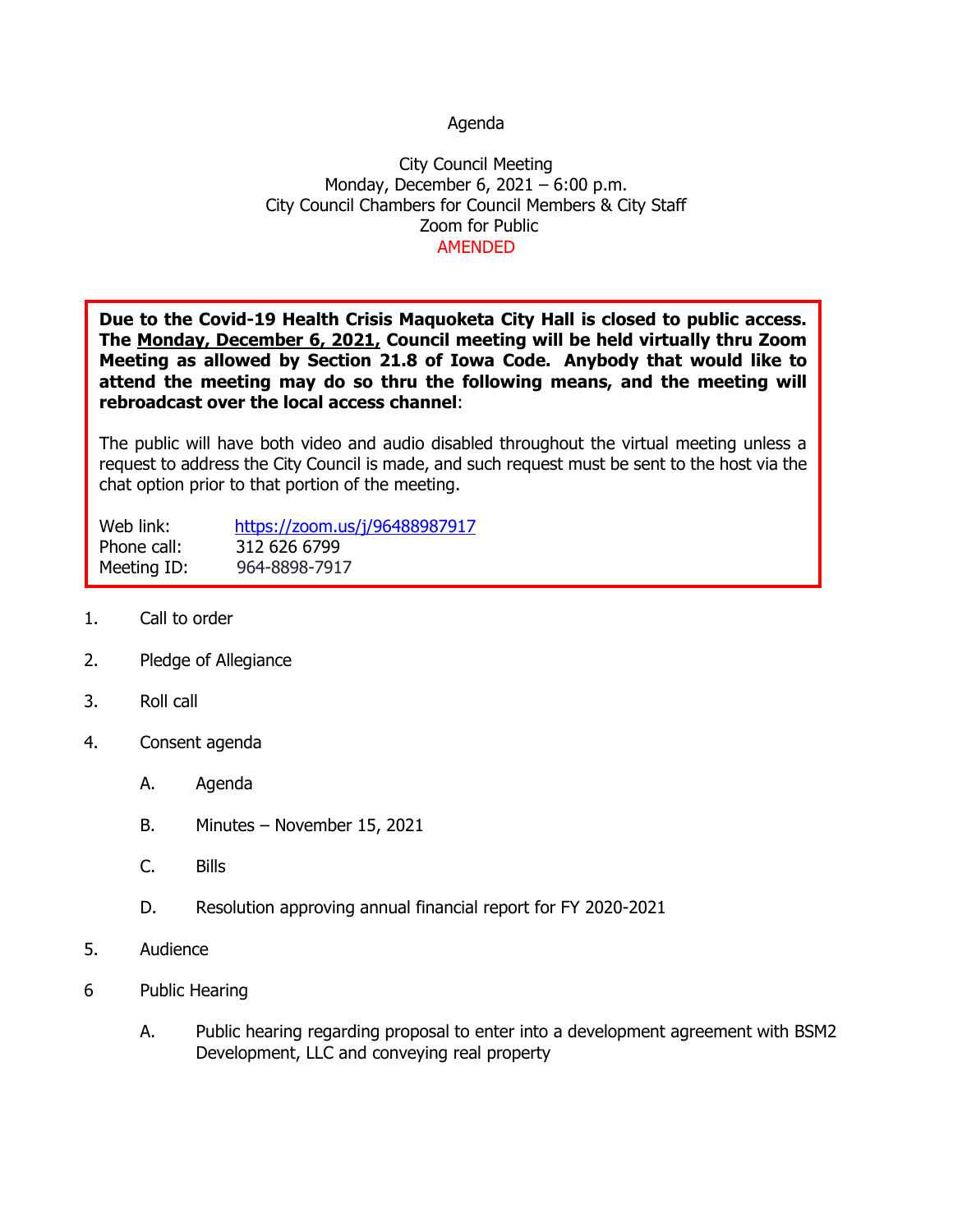Agenda

City Council Meeting
Monday, December 6, 2021 – 6:00 p.m.
City Council Chambers for Council Members & City Staff
Zoom for Public
AMENDED

**Due to the Covid-19 Health Crisis Maquoketa City Hall is closed to public access. The Monday, December 6, 2021, Council meeting will be held virtually thru Zoom Meeting as allowed by Section 21.8 of Iowa Code. Anybody that would like to attend the meeting may do so thru the following means, and the meeting will rebroadcast over the local access channel**:

The public will have both video and audio disabled throughout the virtual meeting unless a request to address the City Council is made, and such request must be sent to the host via the chat option prior to that portion of the meeting.

Web link: https://zoom.us/j/96488987917
Phone call: 312 626 6799
Meeting ID: 964-8898-7917

1. Call to order

2. Pledge of Allegiance

3. Roll call

4. Consent agenda

   A. Agenda

   B. Minutes – November 15, 2021

   C. Bills

   D. Resolution approving annual financial report for FY 2020-2021

5. Audience

6 Public Hearing

   A. Public hearing regarding proposal to enter into a development agreement with BSM2 Development, LLC and conveying real property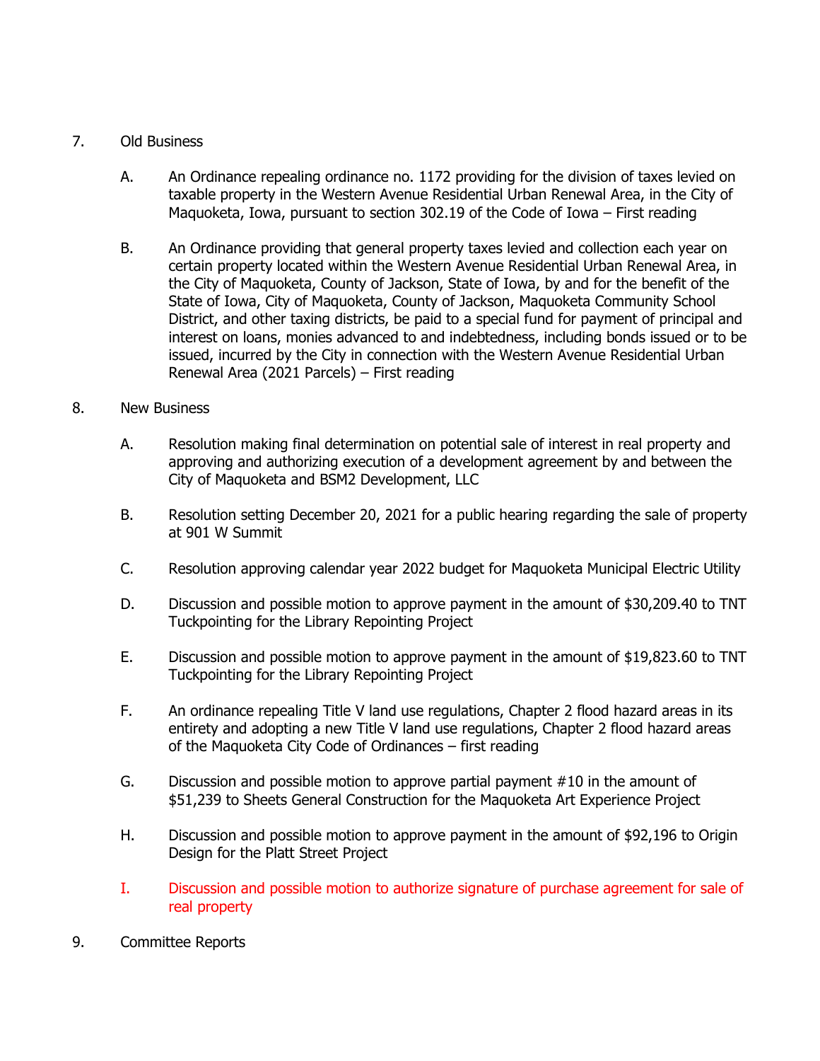7. Old Business

   A. An Ordinance repealing ordinance no. 1172 providing for the division of taxes levied on taxable property in the Western Avenue Residential Urban Renewal Area, in the City of Maquoketa, Iowa, pursuant to section 302.19 of the Code of Iowa – First reading

   B. An Ordinance providing that general property taxes levied and collection each year on certain property located within the Western Avenue Residential Urban Renewal Area, in the City of Maquoketa, County of Jackson, State of Iowa, by and for the benefit of the State of Iowa, City of Maquoketa, County of Jackson, Maquoketa Community School District, and other taxing districts, be paid to a special fund for payment of principal and interest on loans, monies advanced to and indebtedness, including bonds issued or to be issued, incurred by the City in connection with the Western Avenue Residential Urban Renewal Area (2021 Parcels) – First reading

8. New Business

   A. Resolution making final determination on potential sale of interest in real property and approving and authorizing execution of a development agreement by and between the City of Maquoketa and BSM2 Development, LLC

   B. Resolution setting December 20, 2021 for a public hearing regarding the sale of property at 901 W Summit

   C. Resolution approving calendar year 2022 budget for Maquoketa Municipal Electric Utility

   D. Discussion and possible motion to approve payment in the amount of $30,209.40 to TNT Tuckpointing for the Library Repointing Project

   E. Discussion and possible motion to approve payment in the amount of $19,823.60 to TNT Tuckpointing for the Library Repointing Project

   F. An ordinance repealing Title V land use regulations, Chapter 2 flood hazard areas in its entirety and adopting a new Title V land use regulations, Chapter 2 flood hazard areas of the Maquoketa City Code of Ordinances – first reading

   G. Discussion and possible motion to approve partial payment #10 in the amount of $51,239 to Sheets General Construction for the Maquoketa Art Experience Project

   H. Discussion and possible motion to approve payment in the amount of $92,196 to Origin Design for the Platt Street Project

   I. Discussion and possible motion to authorize signature of purchase agreement for sale of real property

9. Committee Reports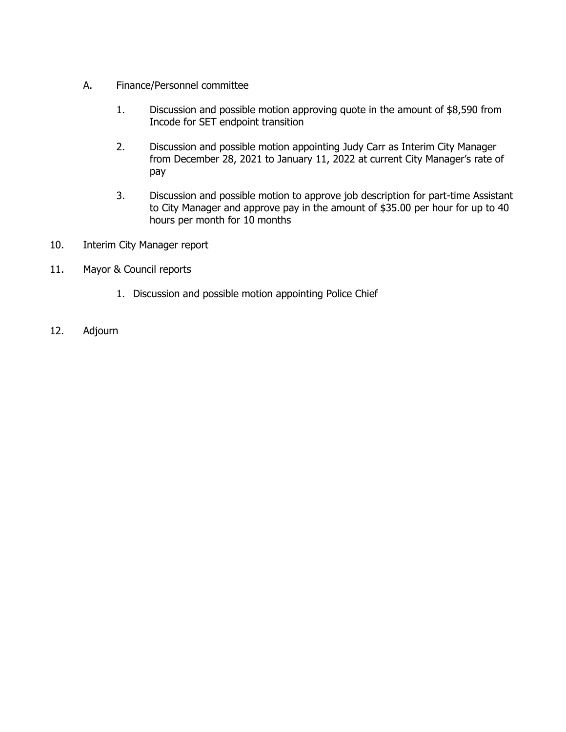A. Finance/Personnel committee

1. Discussion and possible motion approving quote in the amount of $8,590 from Incode for SET endpoint transition

2. Discussion and possible motion appointing Judy Carr as Interim City Manager from December 28, 2021 to January 11, 2022 at current City Manager's rate of pay

3. Discussion and possible motion to approve job description for part-time Assistant to City Manager and approve pay in the amount of $35.00 per hour for up to 40 hours per month for 10 months

10. Interim City Manager report

11. Mayor & Council reports

    1. Discussion and possible motion appointing Police Chief

12. Adjourn